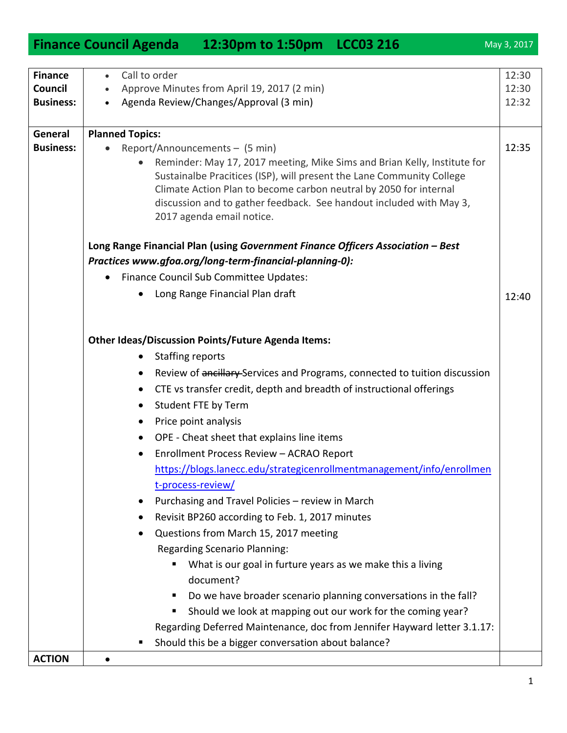# Finance Council Agenda 12:30pm to 1:50pm LCC03 216

May 3, 2017

| | | |
|---|---|---|
| **Finance Council Business:** | • Call to order<br>• Approve Minutes from April 19, 2017 (2 min)<br>• Agenda Review/Changes/Approval (3 min) | 12:30<br>12:30<br>12:32 |
| **General Business:** | **Planned Topics:**<br>• Report/Announcements – (5 min)<br>  • Reminder: May 17, 2017 meeting, Mike Sims and Brian Kelly, Institute for Sustainalbe Pracitices (ISP), will present the Lane Community College Climate Action Plan to become carbon neutral by 2050 for internal discussion and to gather feedback. See handout included with May 3, 2017 agenda email notice.<br><br>**Long Range Financial Plan (using *Government Finance Officers Association – Best Practices www.gfoa.org/long-term-financial-planning-0):***<br>• Finance Council Sub Committee Updates:<br>  • Long Range Financial Plan draft<br><br>**Other Ideas/Discussion Points/Future Agenda Items:**<br>• Staffing reports<br>• Review of ~~ancillary~~ Services and Programs, connected to tuition discussion<br>• CTE vs transfer credit, depth and breadth of instructional offerings<br>• Student FTE by Term<br>• Price point analysis<br>• OPE - Cheat sheet that explains line items<br>• Enrollment Process Review – ACRAO Report https://blogs.lanecc.edu/strategicenrollmentmanagement/info/enrollment-process-review/<br>• Purchasing and Travel Policies – review in March<br>• Revisit BP260 according to Feb. 1, 2017 minutes<br>• Questions from March 15, 2017 meeting<br>Regarding Scenario Planning:<br>  ▪ What is our goal in furture years as we make this a living document?<br>  ▪ Do we have broader scenario planning conversations in the fall?<br>  ▪ Should we look at mapping out our work for the coming year?<br>Regarding Deferred Maintenance, doc from Jennifer Hayward letter 3.1.17:<br>▪ Should this be a bigger conversation about balance? | <br><br>12:35<br><br><br><br><br><br><br><br>12:40 |
| **ACTION** | • | |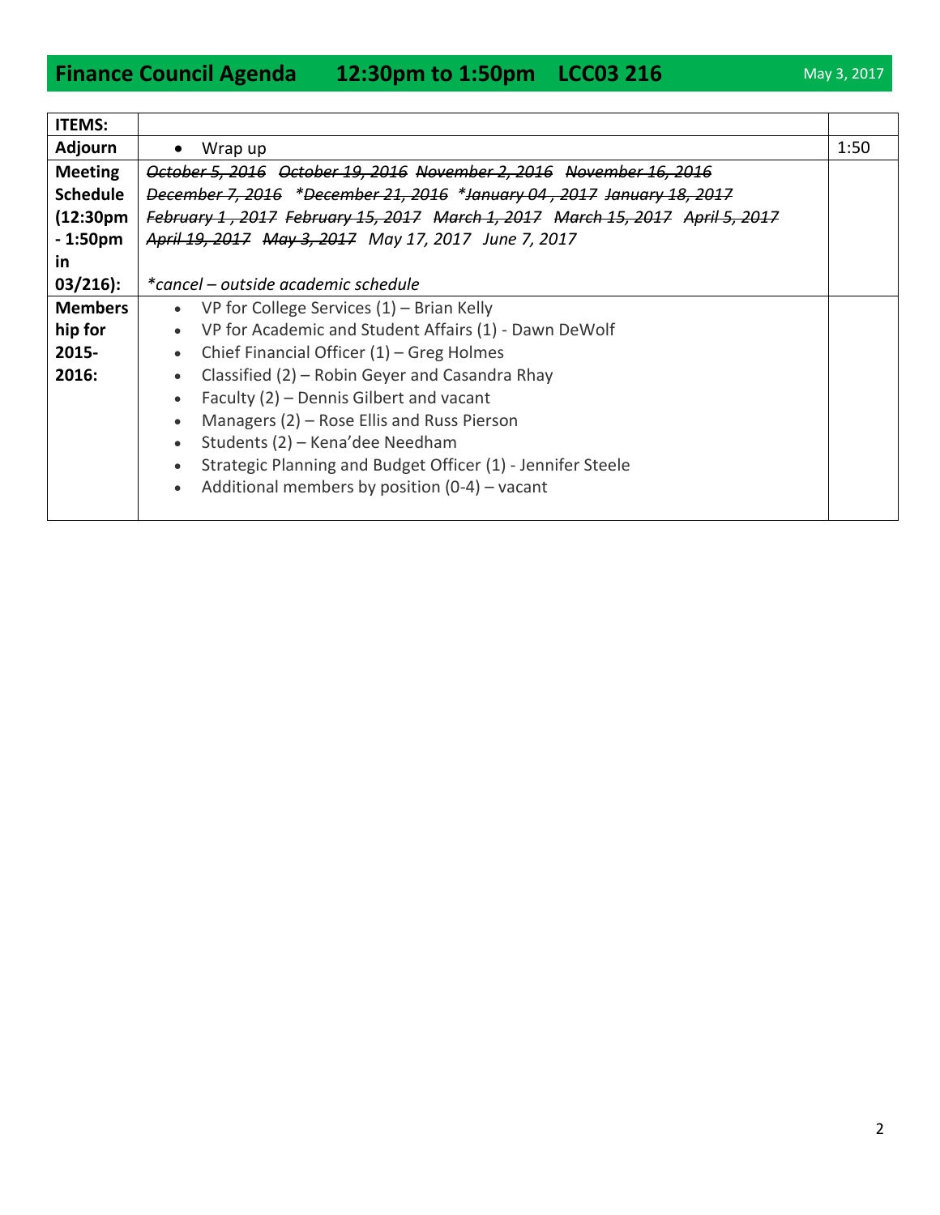# Finance Council Agenda 12:30pm to 1:50pm LCC03 216

May 3, 2017

| ITEMS: | | |
| --- | --- | --- |
| **Adjourn** | • Wrap up | 1:50 |
| **Meeting Schedule (12:30pm - 1:50pm in 03/216):** | *~~October 5, 2016~~ ~~October 19, 2016~~ ~~November 2, 2016~~ ~~November 16, 2016~~ ~~December 7, 2016~~ ~~*December 21, 2016~~ ~~*January 04 , 2017~~ ~~January 18, 2017~~ ~~February 1 , 2017~~ ~~February 15, 2017~~ ~~March 1, 2017~~ ~~March 15, 2017~~ ~~April 5, 2017~~ ~~April 19, 2017~~ ~~May 3, 2017~~ May 17, 2017 June 7, 2017*<br><br>*\*cancel – outside academic schedule* | |
| **Membership for 2015-2016:** | • VP for College Services (1) – Brian Kelly<br>• VP for Academic and Student Affairs (1) - Dawn DeWolf<br>• Chief Financial Officer (1) – Greg Holmes<br>• Classified (2) – Robin Geyer and Casandra Rhay<br>• Faculty (2) – Dennis Gilbert and vacant<br>• Managers (2) – Rose Ellis and Russ Pierson<br>• Students (2) – Kena'dee Needham<br>• Strategic Planning and Budget Officer (1) - Jennifer Steele<br>• Additional members by position (0-4) – vacant | |